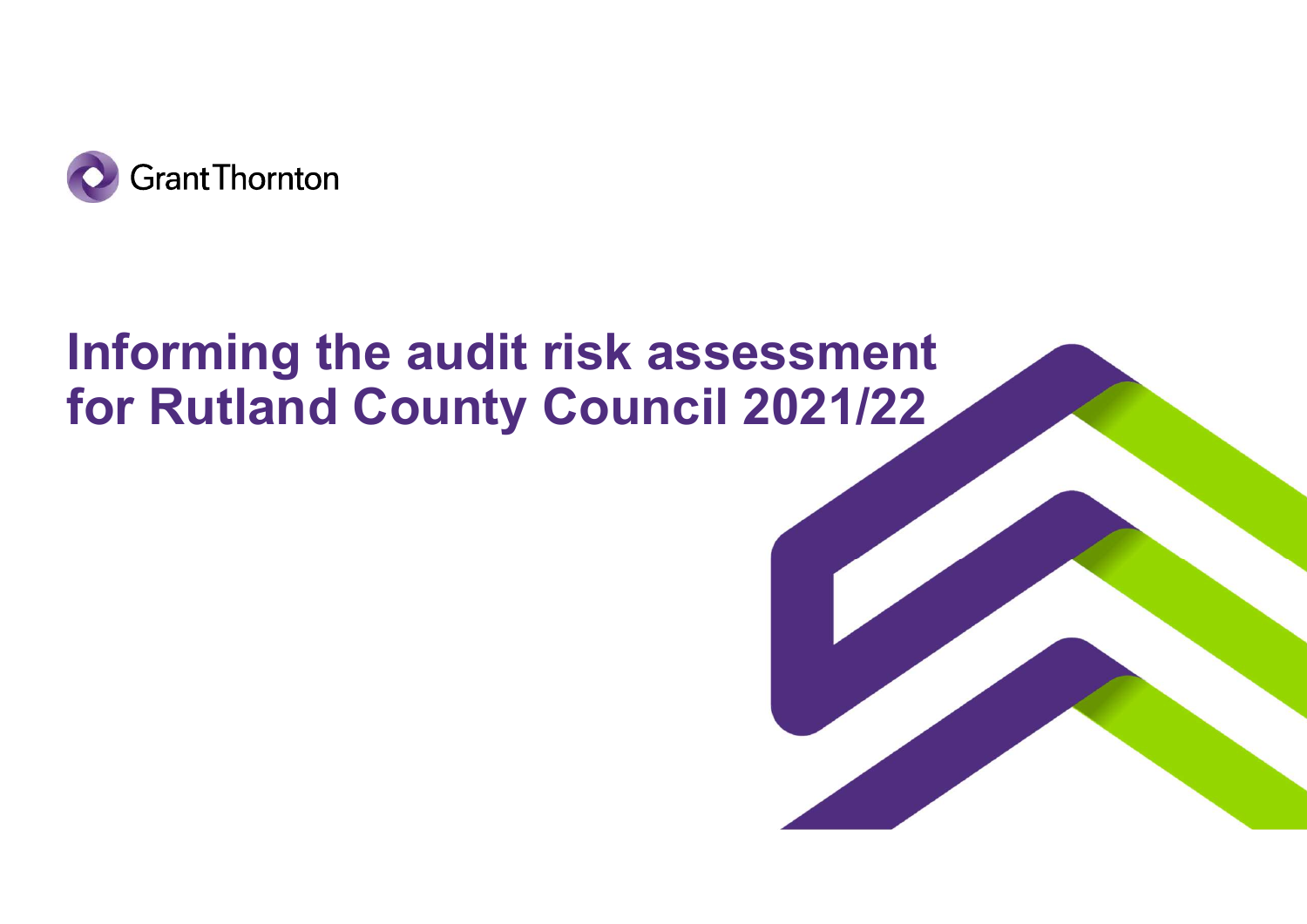Grant Thornton

# Informing the audit risk assessment for Rutland County Council 2021/22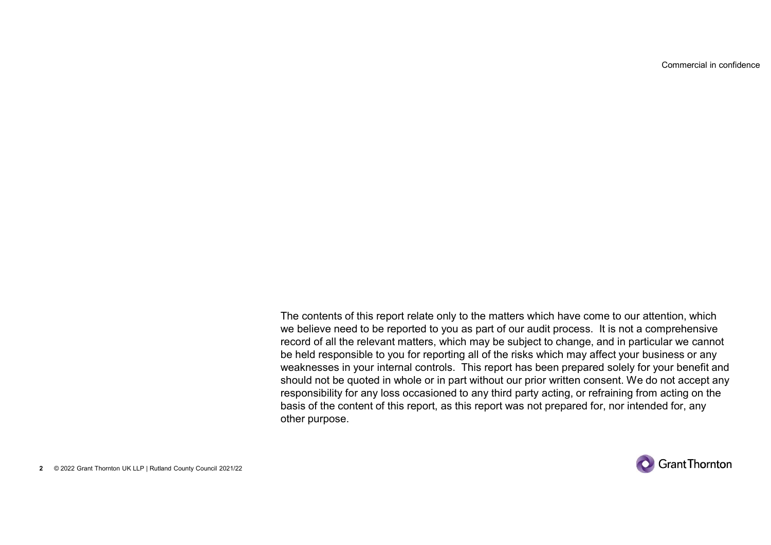The contents of this report relate only to the matters which have come to our attention, which we believe need to be reported to you as part of our audit process. It is not a comprehensive record of all the relevant matters, which may be subject to change, and in particular we cannot be held responsible to you for reporting all of the risks which may affect your business or any weaknesses in your internal controls. This report has been prepared solely for your benefit and should not be quoted in whole or in part without our prior written consent. We do not accept any responsibility for any loss occasioned to any third party acting, or refraining from acting on the basis of the content of this report, as this report was not prepared for, nor intended for, any other purpose.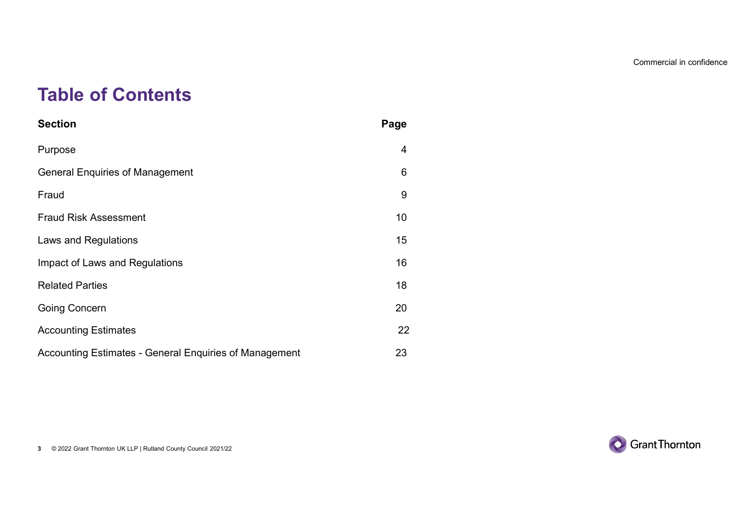Commercial in confidence

# Table of Contents

| Section | Page |
|---|---|
| Purpose | 4 |
| General Enquiries of Management | 6 |
| Fraud | 9 |
| Fraud Risk Assessment | 10 |
| Laws and Regulations | 15 |
| Impact of Laws and Regulations | 16 |
| Related Parties | 18 |
| Going Concern | 20 |
| Accounting Estimates | 22 |
| Accounting Estimates - General Enquiries of Management | 23 |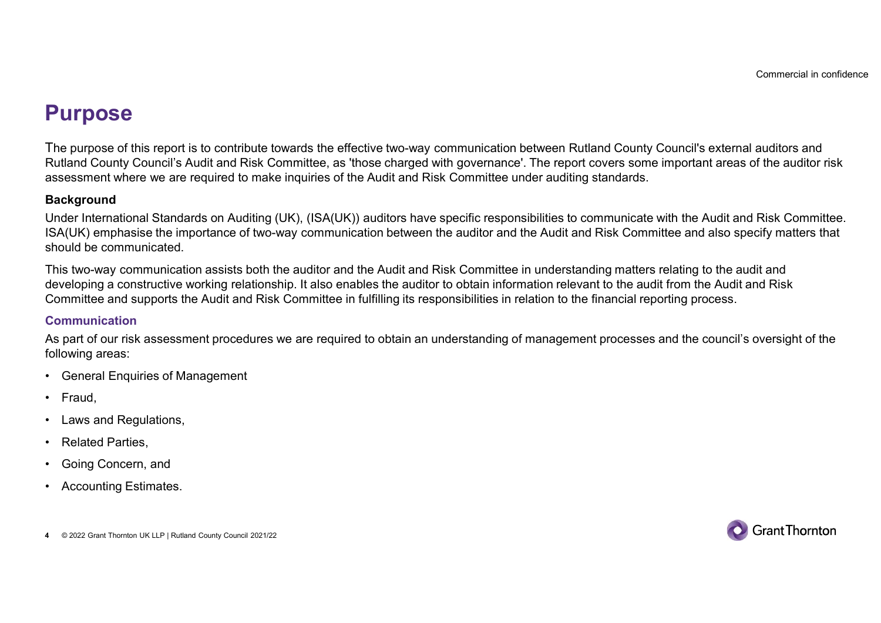# Purpose

The purpose of this report is to contribute towards the effective two-way communication between Rutland County Council's external auditors and Rutland County Council's Audit and Risk Committee, as 'those charged with governance'. The report covers some important areas of the auditor risk assessment where we are required to make inquiries of the Audit and Risk Committee under auditing standards.

**Background**

Under International Standards on Auditing (UK), (ISA(UK)) auditors have specific responsibilities to communicate with the Audit and Risk Committee. ISA(UK) emphasise the importance of two-way communication between the auditor and the Audit and Risk Committee and also specify matters that should be communicated.

This two-way communication assists both the auditor and the Audit and Risk Committee in understanding matters relating to the audit and developing a constructive working relationship. It also enables the auditor to obtain information relevant to the audit from the Audit and Risk Committee and supports the Audit and Risk Committee in fulfilling its responsibilities in relation to the financial reporting process.

**Communication**

As part of our risk assessment procedures we are required to obtain an understanding of management processes and the council's oversight of the following areas:

- General Enquiries of Management
- Fraud,
- Laws and Regulations,
- Related Parties,
- Going Concern, and
- Accounting Estimates.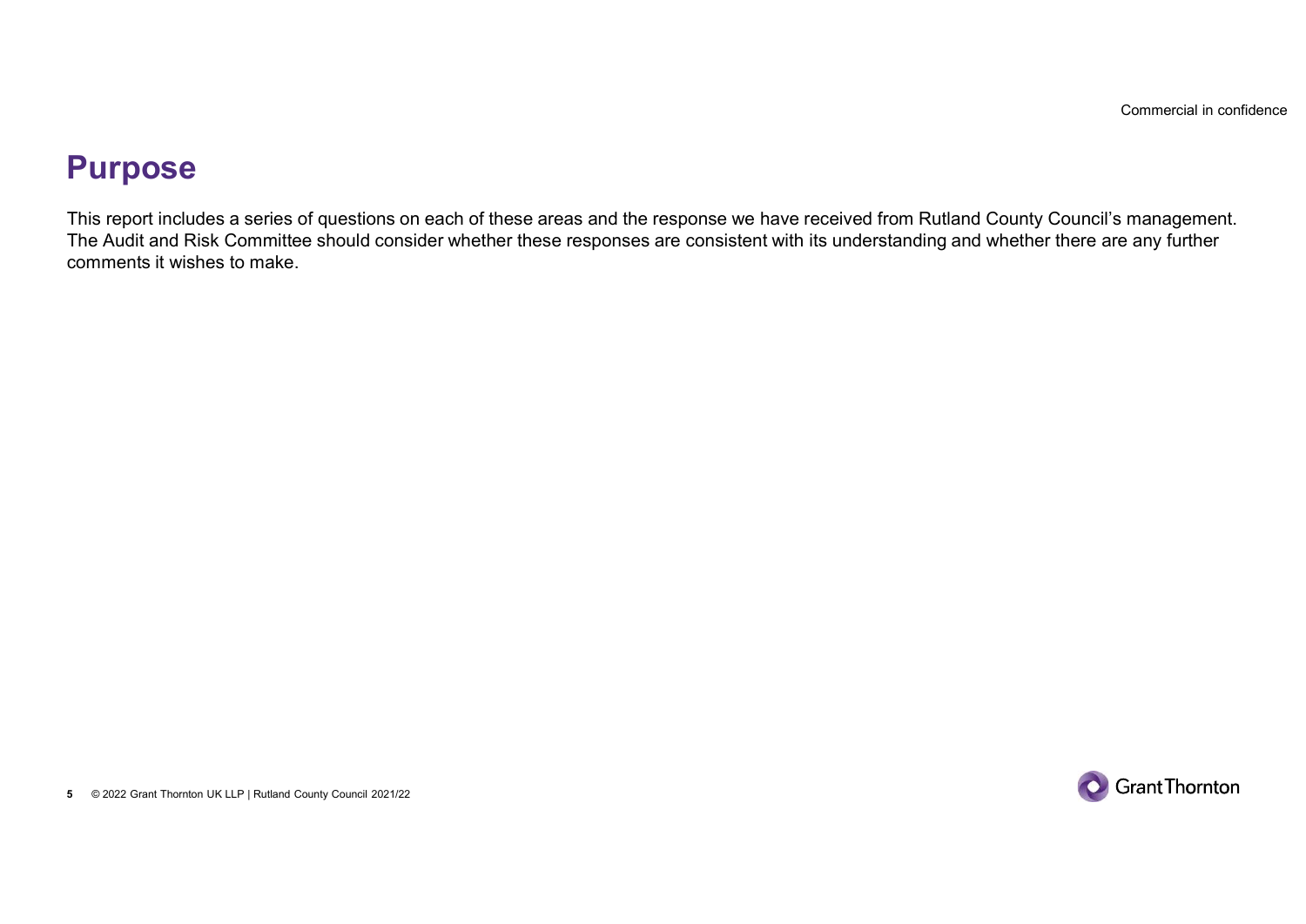## Purpose

This report includes a series of questions on each of these areas and the response we have received from Rutland County Council's management. The Audit and Risk Committee should consider whether these responses are consistent with its understanding and whether there are any further comments it wishes to make.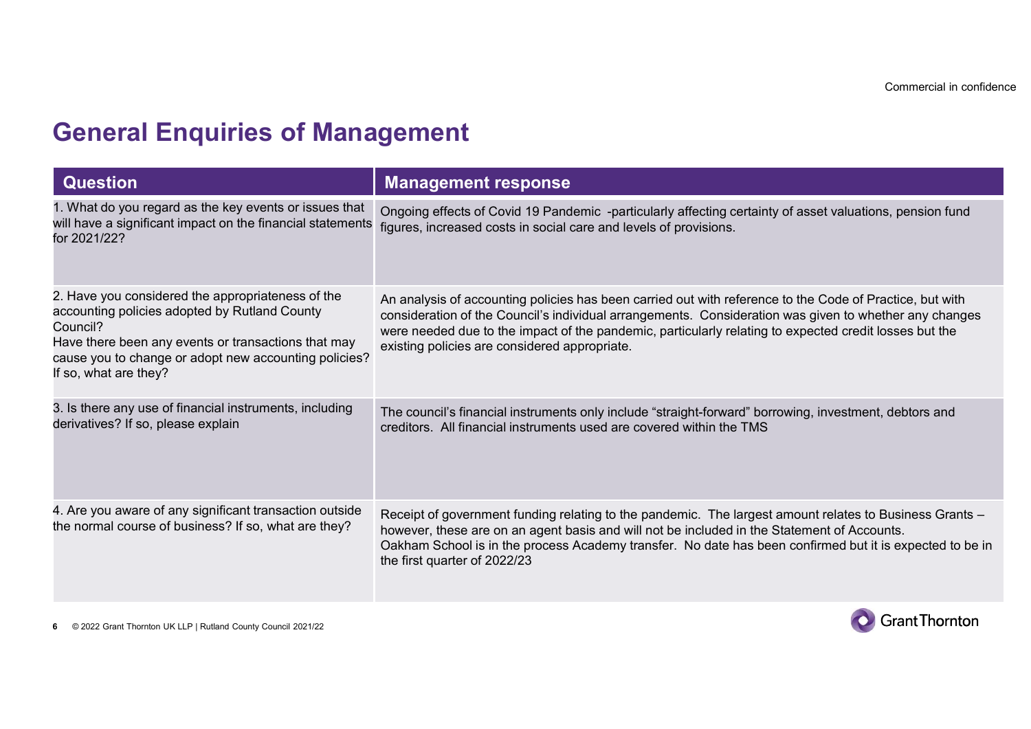# General Enquiries of Management

| Question | Management response |
|---|---|
| 1. What do you regard as the key events or issues that will have a significant impact on the financial statements for 2021/22? | Ongoing effects of Covid 19 Pandemic -particularly affecting certainty of asset valuations, pension fund figures, increased costs in social care and levels of provisions. |
| 2. Have you considered the appropriateness of the accounting policies adopted by Rutland County Council?<br>Have there been any events or transactions that may cause you to change or adopt new accounting policies? If so, what are they? | An analysis of accounting policies has been carried out with reference to the Code of Practice, but with consideration of the Council's individual arrangements. Consideration was given to whether any changes were needed due to the impact of the pandemic, particularly relating to expected credit losses but the existing policies are considered appropriate. |
| 3. Is there any use of financial instruments, including derivatives? If so, please explain | The council's financial instruments only include "straight-forward" borrowing, investment, debtors and creditors. All financial instruments used are covered within the TMS |
| 4. Are you aware of any significant transaction outside the normal course of business? If so, what are they? | Receipt of government funding relating to the pandemic. The largest amount relates to Business Grants – however, these are on an agent basis and will not be included in the Statement of Accounts.<br>Oakham School is in the process Academy transfer. No date has been confirmed but it is expected to be in the first quarter of 2022/23 |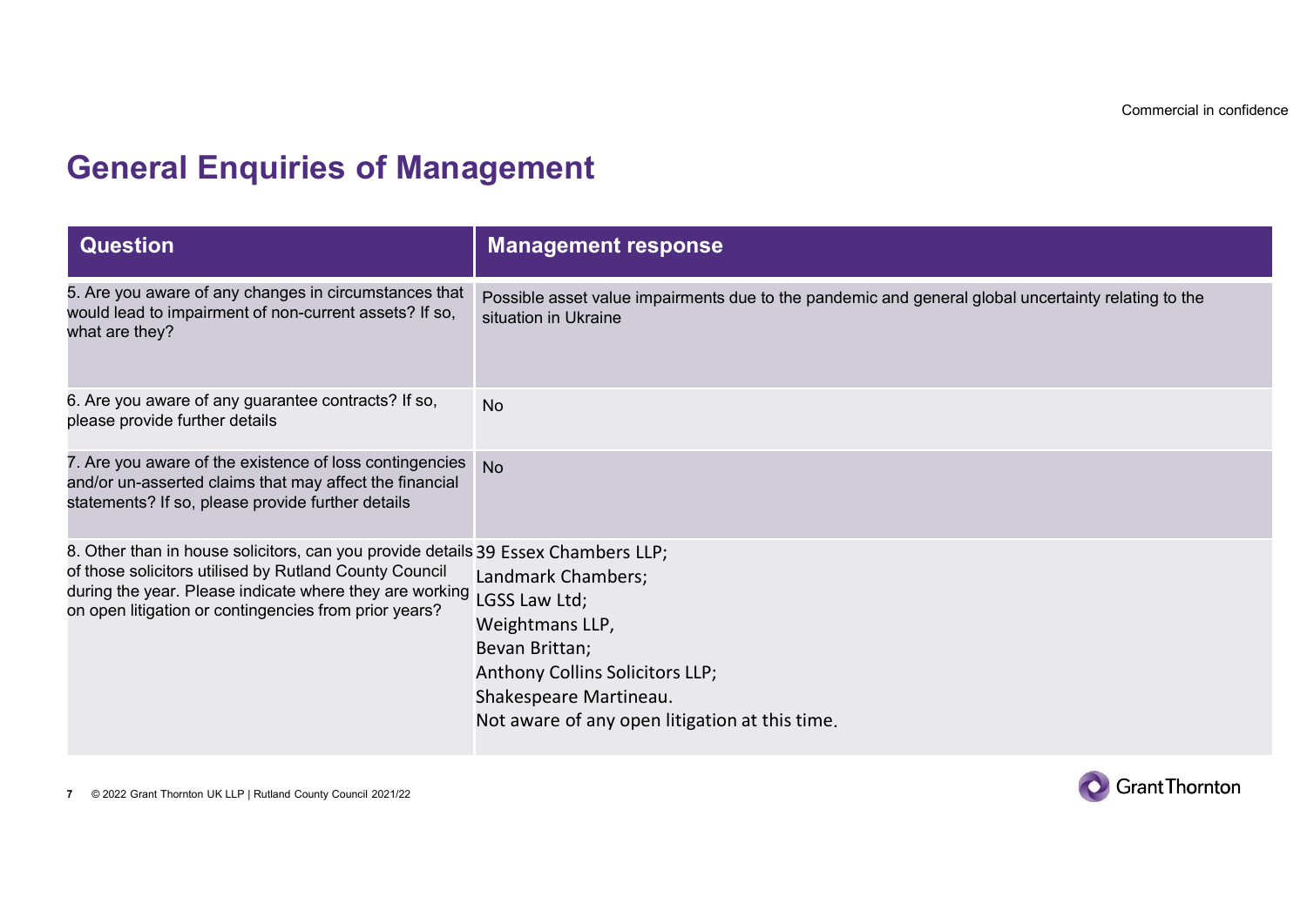# General Enquiries of Management

| Question | Management response |
|---|---|
| 5. Are you aware of any changes in circumstances that would lead to impairment of non-current assets? If so, what are they? | Possible asset value impairments due to the pandemic and general global uncertainty relating to the situation in Ukraine |
| 6. Are you aware of any guarantee contracts? If so, please provide further details | No |
| 7. Are you aware of the existence of loss contingencies and/or un-asserted claims that may affect the financial statements? If so, please provide further details | No |
| 8. Other than in house solicitors, can you provide details of those solicitors utilised by Rutland County Council during the year. Please indicate where they are working on open litigation or contingencies from prior years? | 39 Essex Chambers LLP;<br>Landmark Chambers;<br>LGSS Law Ltd;<br>Weightmans LLP,<br>Bevan Brittan;<br>Anthony Collins Solicitors LLP;<br>Shakespeare Martineau.<br>Not aware of any open litigation at this time. |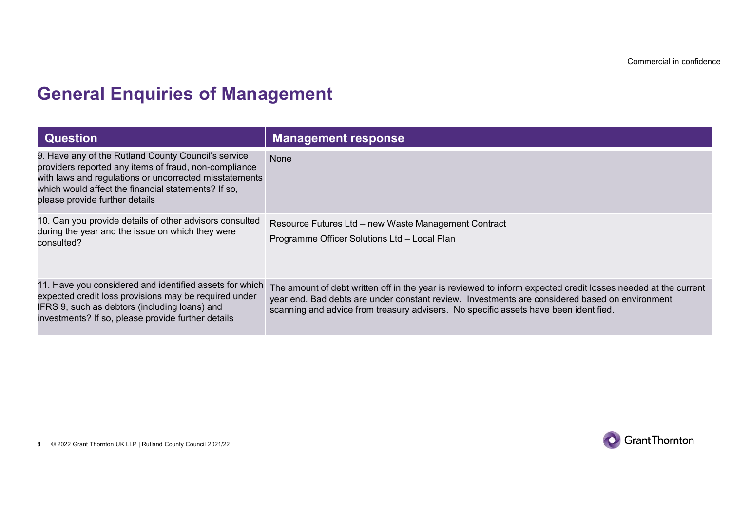# General Enquiries of Management

| Question | Management response |
| --- | --- |
| 9. Have any of the Rutland County Council's service providers reported any items of fraud, non-compliance with laws and regulations or uncorrected misstatements which would affect the financial statements? If so, please provide further details | None |
| 10. Can you provide details of other advisors consulted during the year and the issue on which they were consulted? | Resource Futures Ltd – new Waste Management Contract<br>Programme Officer Solutions Ltd – Local Plan |
| 11. Have you considered and identified assets for which expected credit loss provisions may be required under IFRS 9, such as debtors (including loans) and investments? If so, please provide further details | The amount of debt written off in the year is reviewed to inform expected credit losses needed at the current year end. Bad debts are under constant review. Investments are considered based on environment scanning and advice from treasury advisers. No specific assets have been identified. |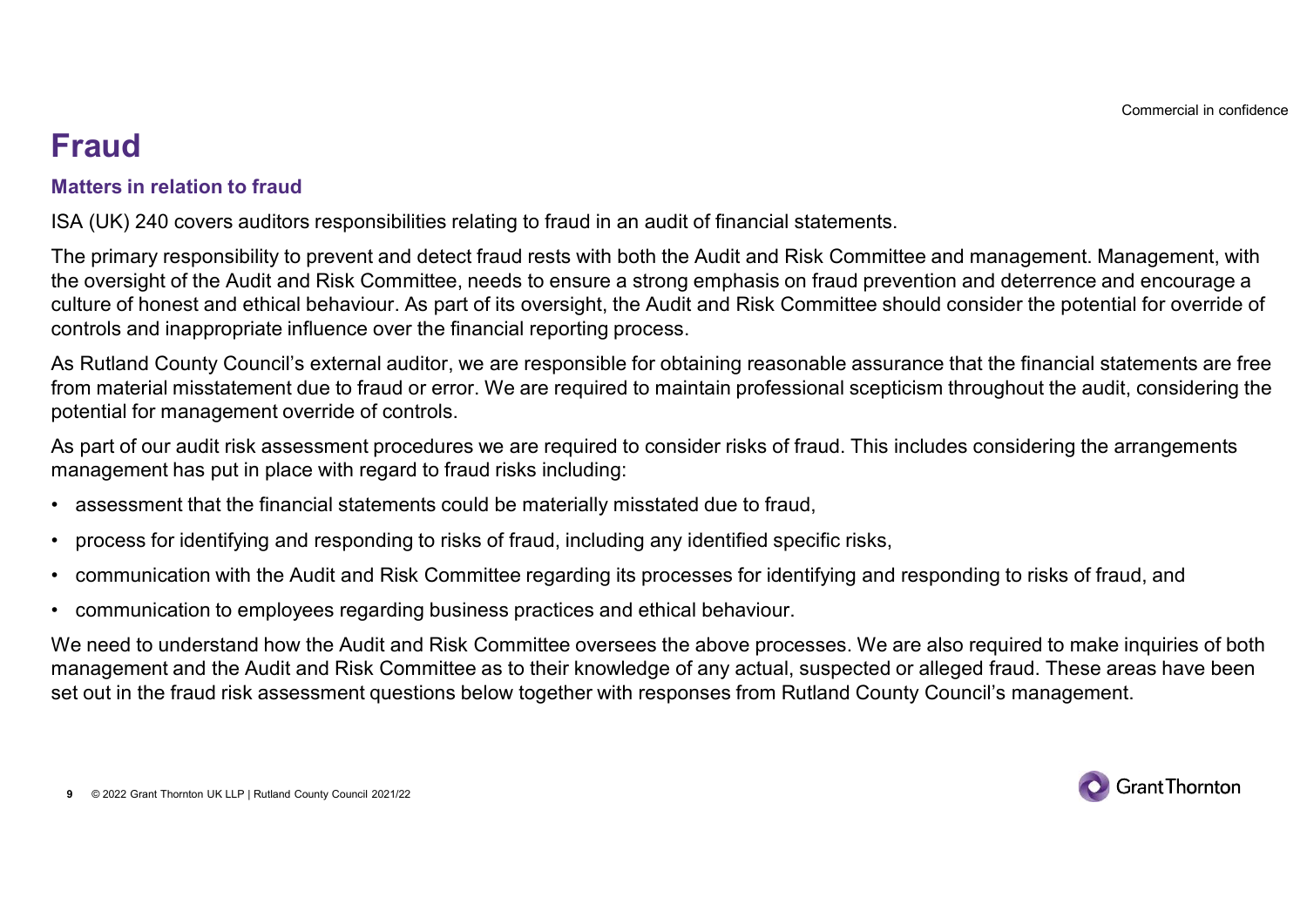# Fraud

### Matters in relation to fraud

ISA (UK) 240 covers auditors responsibilities relating to fraud in an audit of financial statements.

The primary responsibility to prevent and detect fraud rests with both the Audit and Risk Committee and management. Management, with the oversight of the Audit and Risk Committee, needs to ensure a strong emphasis on fraud prevention and deterrence and encourage a culture of honest and ethical behaviour. As part of its oversight, the Audit and Risk Committee should consider the potential for override of controls and inappropriate influence over the financial reporting process.

As Rutland County Council's external auditor, we are responsible for obtaining reasonable assurance that the financial statements are free from material misstatement due to fraud or error. We are required to maintain professional scepticism throughout the audit, considering the potential for management override of controls.

As part of our audit risk assessment procedures we are required to consider risks of fraud. This includes considering the arrangements management has put in place with regard to fraud risks including:

- assessment that the financial statements could be materially misstated due to fraud,
- process for identifying and responding to risks of fraud, including any identified specific risks,
- communication with the Audit and Risk Committee regarding its processes for identifying and responding to risks of fraud, and
- communication to employees regarding business practices and ethical behaviour.

We need to understand how the Audit and Risk Committee oversees the above processes. We are also required to make inquiries of both management and the Audit and Risk Committee as to their knowledge of any actual, suspected or alleged fraud. These areas have been set out in the fraud risk assessment questions below together with responses from Rutland County Council's management.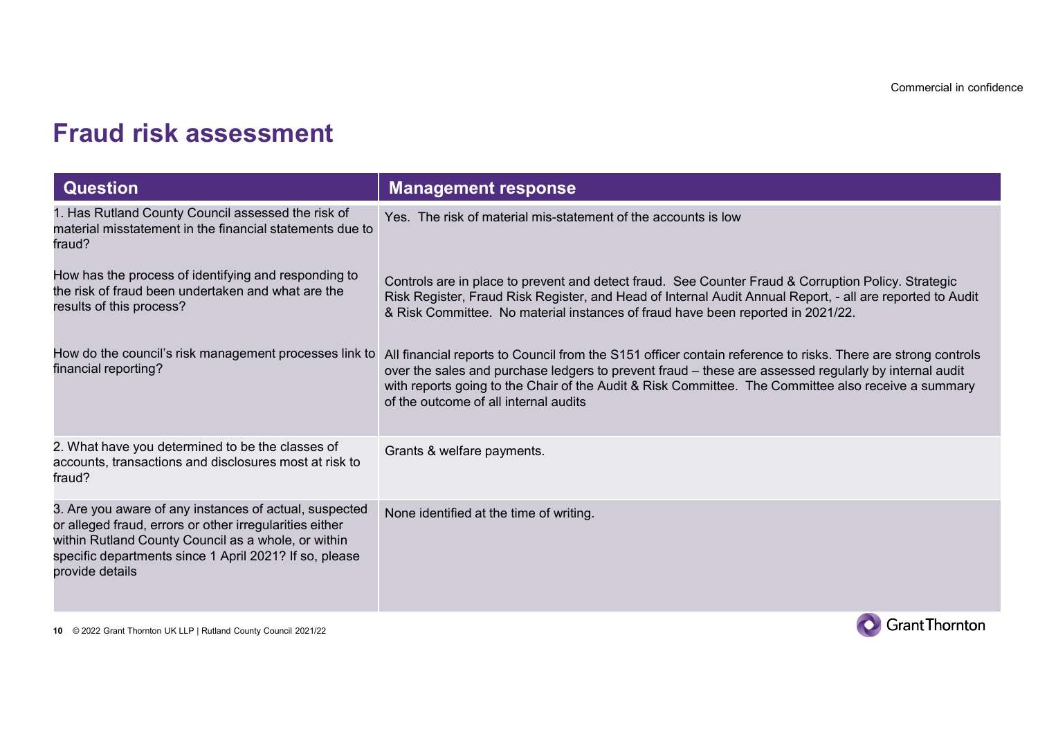# Fraud risk assessment

| Question | Management response |
|---|---|
| 1. Has Rutland County Council assessed the risk of material misstatement in the financial statements due to fraud? | Yes. The risk of material mis-statement of the accounts is low |
| How has the process of identifying and responding to the risk of fraud been undertaken and what are the results of this process? | Controls are in place to prevent and detect fraud. See Counter Fraud & Corruption Policy. Strategic Risk Register, Fraud Risk Register, and Head of Internal Audit Annual Report, - all are reported to Audit & Risk Committee. No material instances of fraud have been reported in 2021/22. |
| How do the council's risk management processes link to financial reporting? | All financial reports to Council from the S151 officer contain reference to risks. There are strong controls over the sales and purchase ledgers to prevent fraud – these are assessed regularly by internal audit with reports going to the Chair of the Audit & Risk Committee. The Committee also receive a summary of the outcome of all internal audits |
| 2. What have you determined to be the classes of accounts, transactions and disclosures most at risk to fraud? | Grants & welfare payments. |
| 3. Are you aware of any instances of actual, suspected or alleged fraud, errors or other irregularities either within Rutland County Council as a whole, or within specific departments since 1 April 2021? If so, please provide details | None identified at the time of writing. |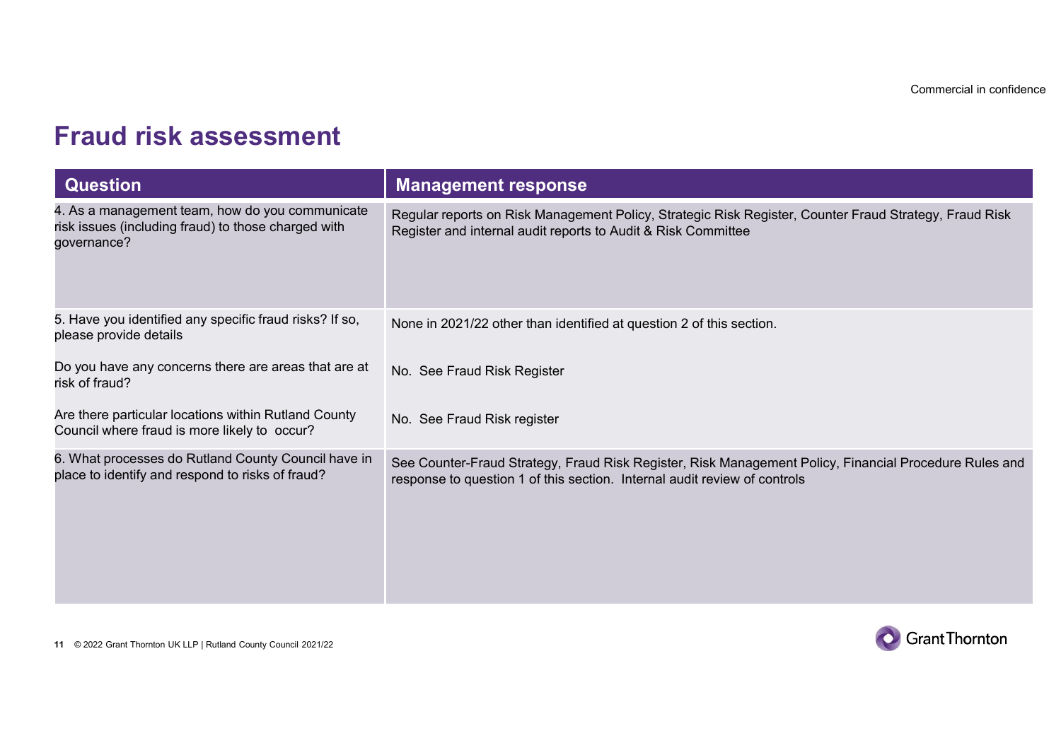# Fraud risk assessment

| Question | Management response |
|---|---|
| 4. As a management team, how do you communicate risk issues (including fraud) to those charged with governance? | Regular reports on Risk Management Policy, Strategic Risk Register, Counter Fraud Strategy, Fraud Risk Register and internal audit reports to Audit & Risk Committee |
| 5. Have you identified any specific fraud risks? If so, please provide details | None in 2021/22 other than identified at question 2 of this section. |
| Do you have any concerns there are areas that are at risk of fraud? | No. See Fraud Risk Register |
| Are there particular locations within Rutland County Council where fraud is more likely to occur? | No. See Fraud Risk register |
| 6. What processes do Rutland County Council have in place to identify and respond to risks of fraud? | See Counter-Fraud Strategy, Fraud Risk Register, Risk Management Policy, Financial Procedure Rules and response to question 1 of this section. Internal audit review of controls |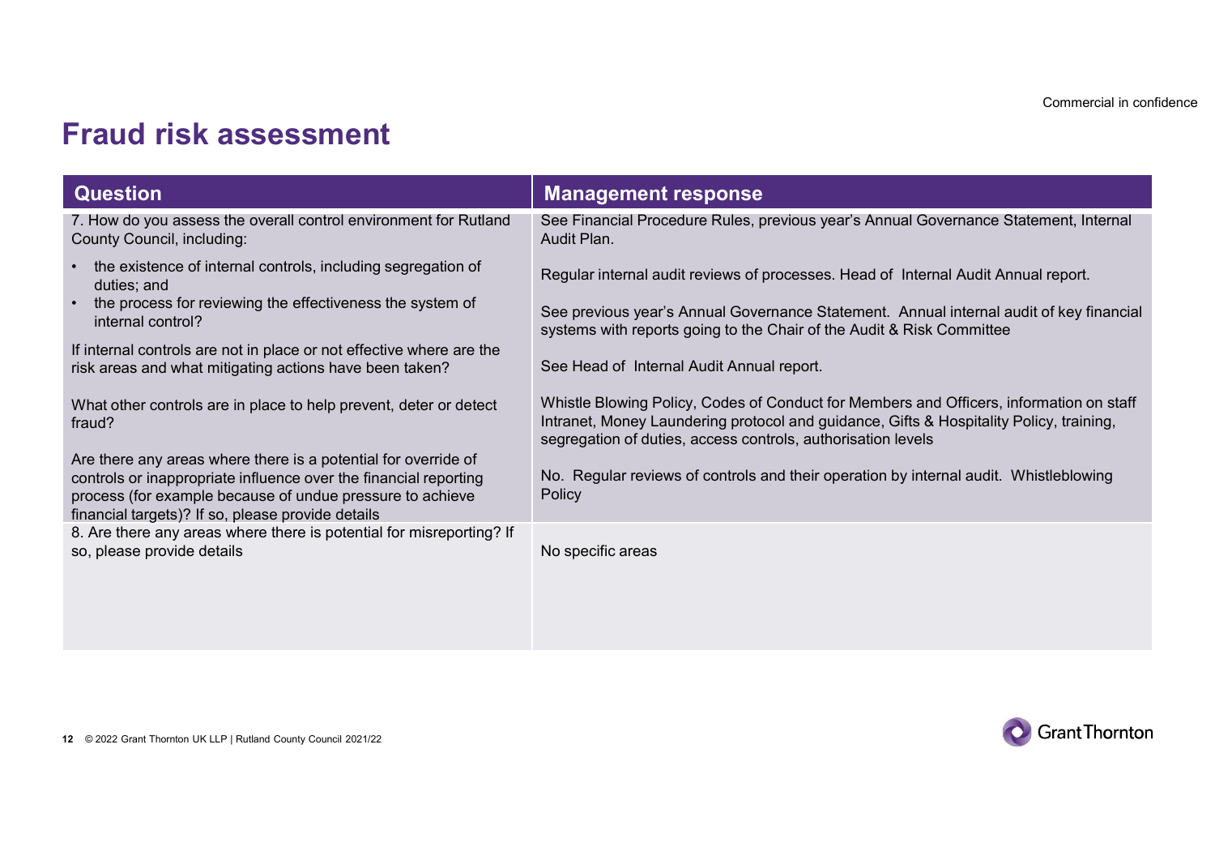# Fraud risk assessment

| Question | Management response |
|---|---|
| 7. How do you assess the overall control environment for Rutland County Council, including: | See Financial Procedure Rules, previous year's Annual Governance Statement, Internal Audit Plan. |
| • the existence of internal controls, including segregation of duties; and | Regular internal audit reviews of processes. Head of Internal Audit Annual report. |
| • the process for reviewing the effectiveness the system of internal control? | See previous year's Annual Governance Statement. Annual internal audit of key financial systems with reports going to the Chair of the Audit & Risk Committee |
| If internal controls are not in place or not effective where are the risk areas and what mitigating actions have been taken? | See Head of Internal Audit Annual report. |
| What other controls are in place to help prevent, deter or detect fraud? | Whistle Blowing Policy, Codes of Conduct for Members and Officers, information on staff Intranet, Money Laundering protocol and guidance, Gifts & Hospitality Policy, training, segregation of duties, access controls, authorisation levels |
| Are there any areas where there is a potential for override of controls or inappropriate influence over the financial reporting process (for example because of undue pressure to achieve financial targets)? If so, please provide details | No. Regular reviews of controls and their operation by internal audit. Whistleblowing Policy |
| 8. Are there any areas where there is potential for misreporting? If so, please provide details | No specific areas |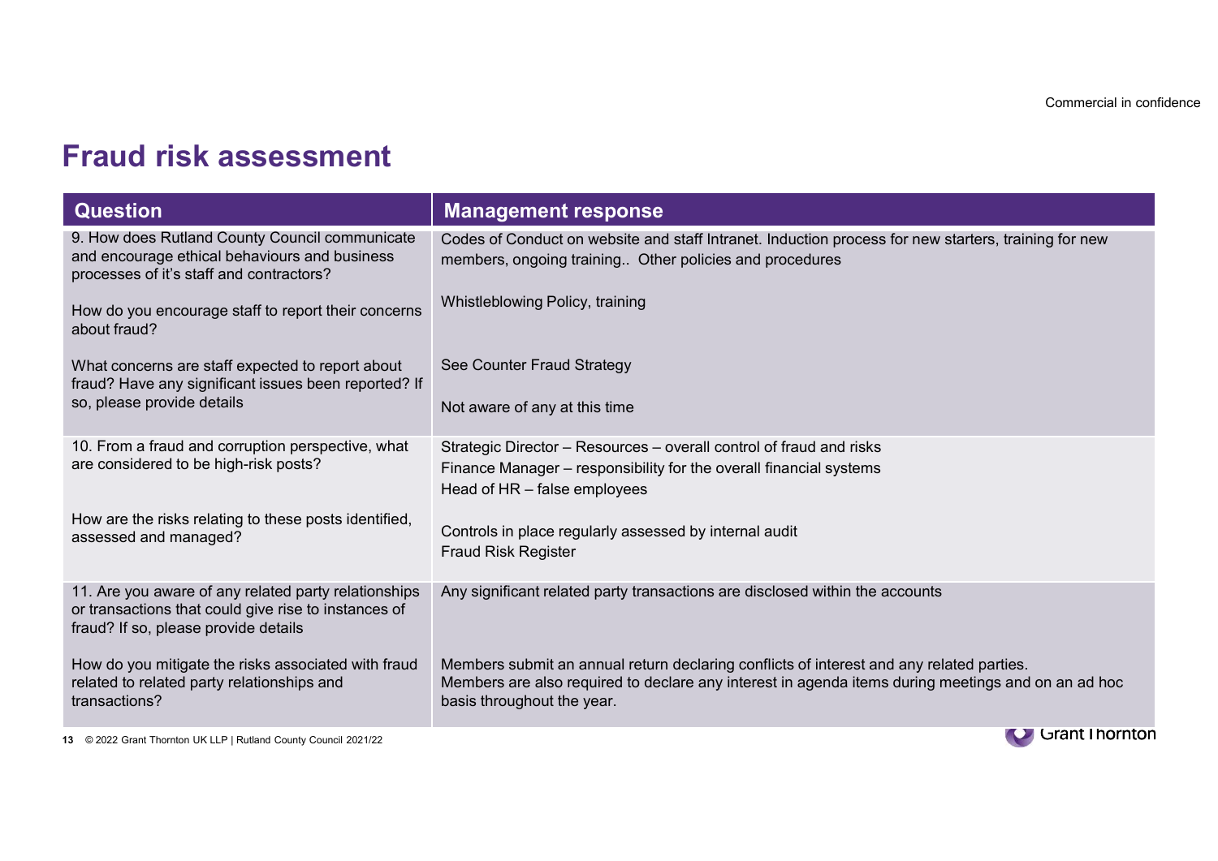# Fraud risk assessment

| Question | Management response |
|---|---|
| 9. How does Rutland County Council communicate and encourage ethical behaviours and business processes of it's staff and contractors?<br><br>How do you encourage staff to report their concerns about fraud?<br><br>What concerns are staff expected to report about fraud? Have any significant issues been reported? If so, please provide details | Codes of Conduct on website and staff Intranet. Induction process for new starters, training for new members, ongoing training.. Other policies and procedures<br><br>Whistleblowing Policy, training<br><br>See Counter Fraud Strategy<br><br>Not aware of any at this time |
| 10. From a fraud and corruption perspective, what are considered to be high-risk posts?<br><br>How are the risks relating to these posts identified, assessed and managed? | Strategic Director – Resources – overall control of fraud and risks<br>Finance Manager – responsibility for the overall financial systems<br>Head of HR – false employees<br><br>Controls in place regularly assessed by internal audit<br>Fraud Risk Register |
| 11. Are you aware of any related party relationships or transactions that could give rise to instances of fraud? If so, please provide details<br><br>How do you mitigate the risks associated with fraud related to related party relationships and transactions? | Any significant related party transactions are disclosed within the accounts<br><br>Members submit an annual return declaring conflicts of interest and any related parties.<br>Members are also required to declare any interest in agenda items during meetings and on an ad hoc basis throughout the year. |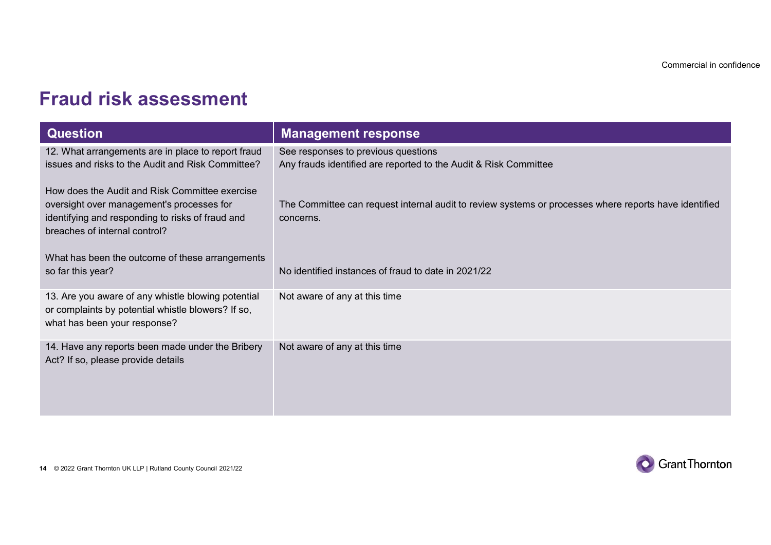# Fraud risk assessment

| Question | Management response |
|---|---|
| 12. What arrangements are in place to report fraud issues and risks to the Audit and Risk Committee?<br><br>How does the Audit and Risk Committee exercise oversight over management's processes for identifying and responding to risks of fraud and breaches of internal control?<br><br>What has been the outcome of these arrangements so far this year? | See responses to previous questions<br>Any frauds identified are reported to the Audit & Risk Committee<br><br>The Committee can request internal audit to review systems or processes where reports have identified concerns.<br><br>No identified instances of fraud to date in 2021/22 |
| 13. Are you aware of any whistle blowing potential or complaints by potential whistle blowers? If so, what has been your response? | Not aware of any at this time |
| 14. Have any reports been made under the Bribery Act? If so, please provide details | Not aware of any at this time |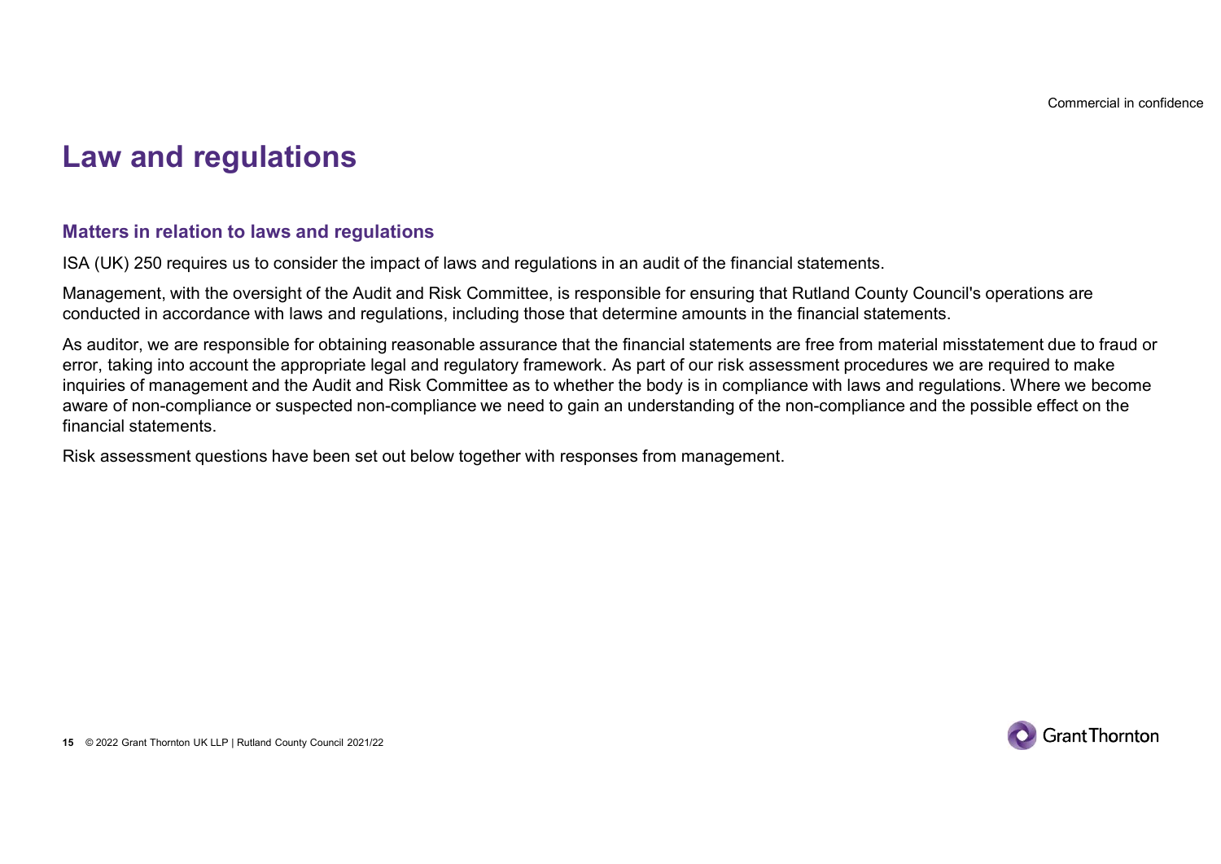# Law and regulations

## Matters in relation to laws and regulations

ISA (UK) 250 requires us to consider the impact of laws and regulations in an audit of the financial statements.

Management, with the oversight of the Audit and Risk Committee, is responsible for ensuring that Rutland County Council's operations are conducted in accordance with laws and regulations, including those that determine amounts in the financial statements.

As auditor, we are responsible for obtaining reasonable assurance that the financial statements are free from material misstatement due to fraud or error, taking into account the appropriate legal and regulatory framework. As part of our risk assessment procedures we are required to make inquiries of management and the Audit and Risk Committee as to whether the body is in compliance with laws and regulations. Where we become aware of non-compliance or suspected non-compliance we need to gain an understanding of the non-compliance and the possible effect on the financial statements.

Risk assessment questions have been set out below together with responses from management.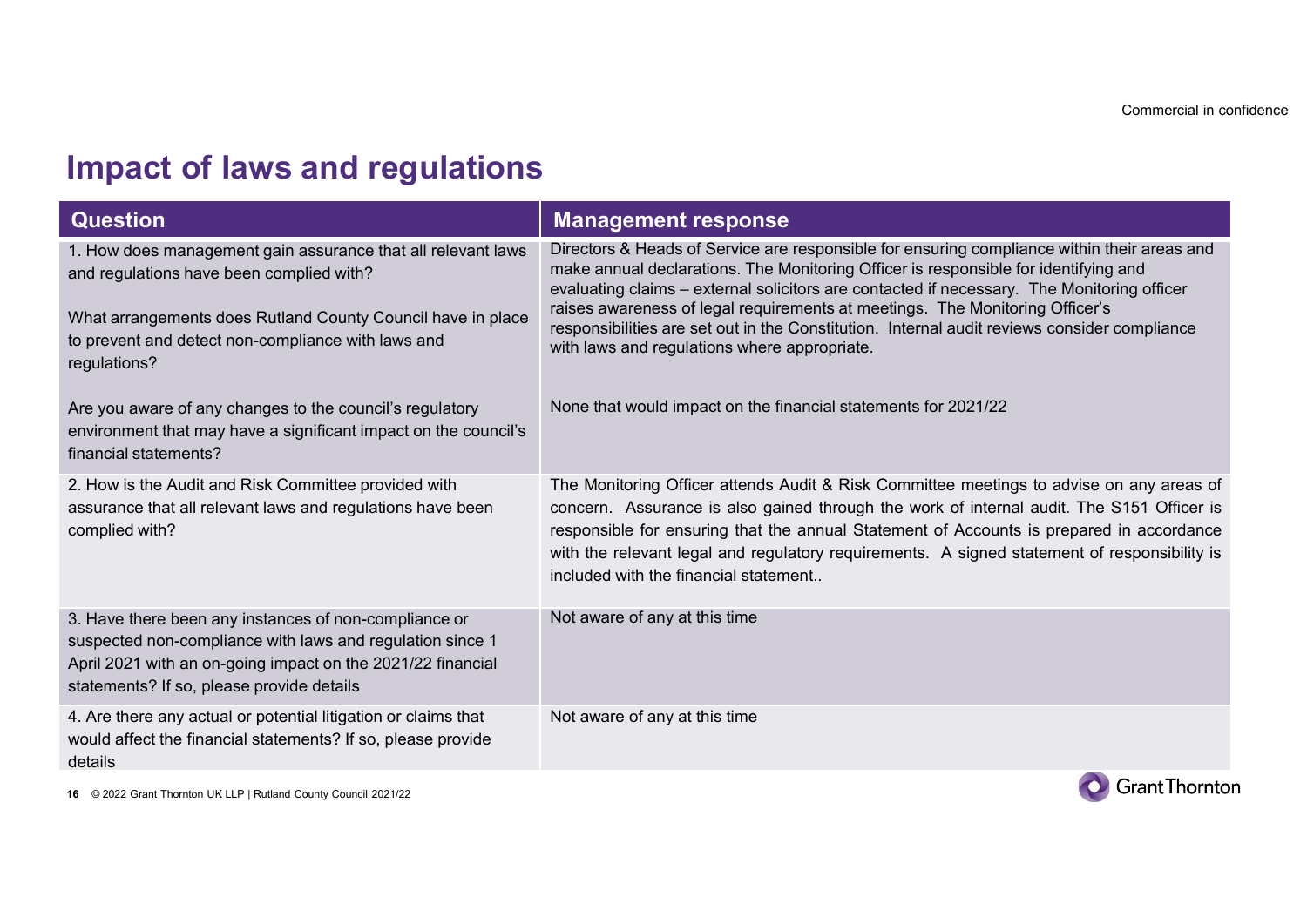# Impact of laws and regulations

| Question | Management response |
| --- | --- |
| 1. How does management gain assurance that all relevant laws and regulations have been complied with?<br><br>What arrangements does Rutland County Council have in place to prevent and detect non-compliance with laws and regulations?<br><br>Are you aware of any changes to the council's regulatory environment that may have a significant impact on the council's financial statements? | Directors & Heads of Service are responsible for ensuring compliance within their areas and make annual declarations. The Monitoring Officer is responsible for identifying and evaluating claims – external solicitors are contacted if necessary. The Monitoring officer raises awareness of legal requirements at meetings. The Monitoring Officer's responsibilities are set out in the Constitution. Internal audit reviews consider compliance with laws and regulations where appropriate.<br><br>None that would impact on the financial statements for 2021/22 |
| 2. How is the Audit and Risk Committee provided with assurance that all relevant laws and regulations have been complied with? | The Monitoring Officer attends Audit & Risk Committee meetings to advise on any areas of concern. Assurance is also gained through the work of internal audit. The S151 Officer is responsible for ensuring that the annual Statement of Accounts is prepared in accordance with the relevant legal and regulatory requirements. A signed statement of responsibility is included with the financial statement.. |
| 3. Have there been any instances of non-compliance or suspected non-compliance with laws and regulation since 1 April 2021 with an on-going impact on the 2021/22 financial statements? If so, please provide details | Not aware of any at this time |
| 4. Are there any actual or potential litigation or claims that would affect the financial statements? If so, please provide details | Not aware of any at this time |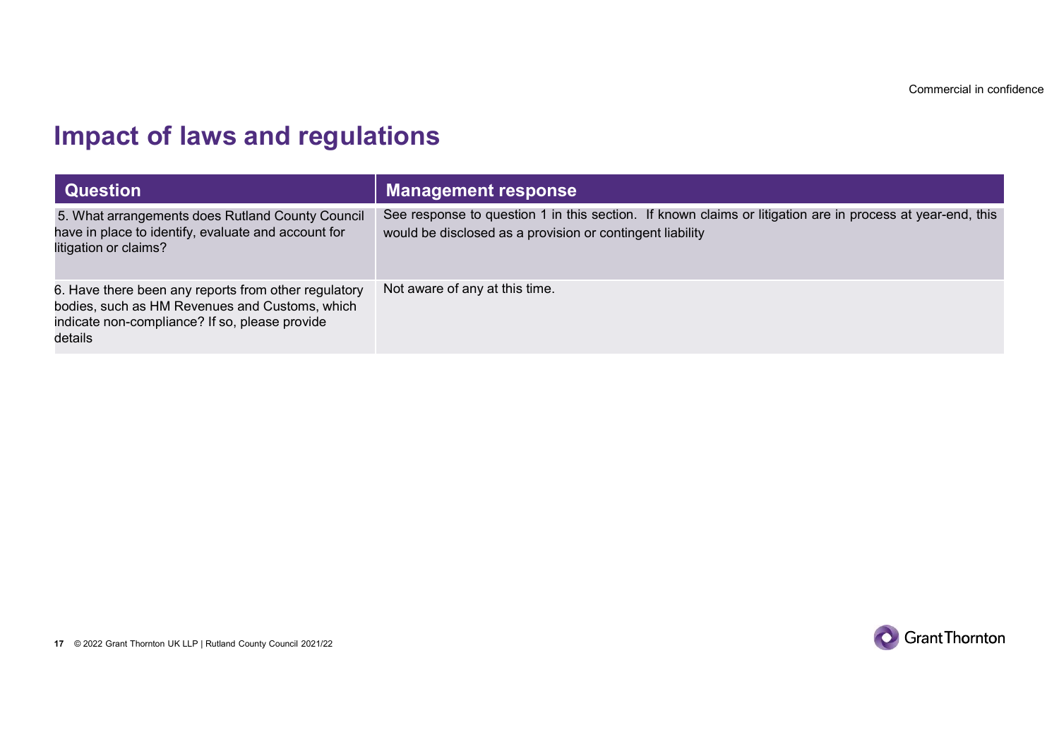# Impact of laws and regulations

| Question | Management response |
| --- | --- |
| 5. What arrangements does Rutland County Council have in place to identify, evaluate and account for litigation or claims? | See response to question 1 in this section. If known claims or litigation are in process at year-end, this would be disclosed as a provision or contingent liability |
| 6. Have there been any reports from other regulatory bodies, such as HM Revenues and Customs, which indicate non-compliance? If so, please provide details | Not aware of any at this time. |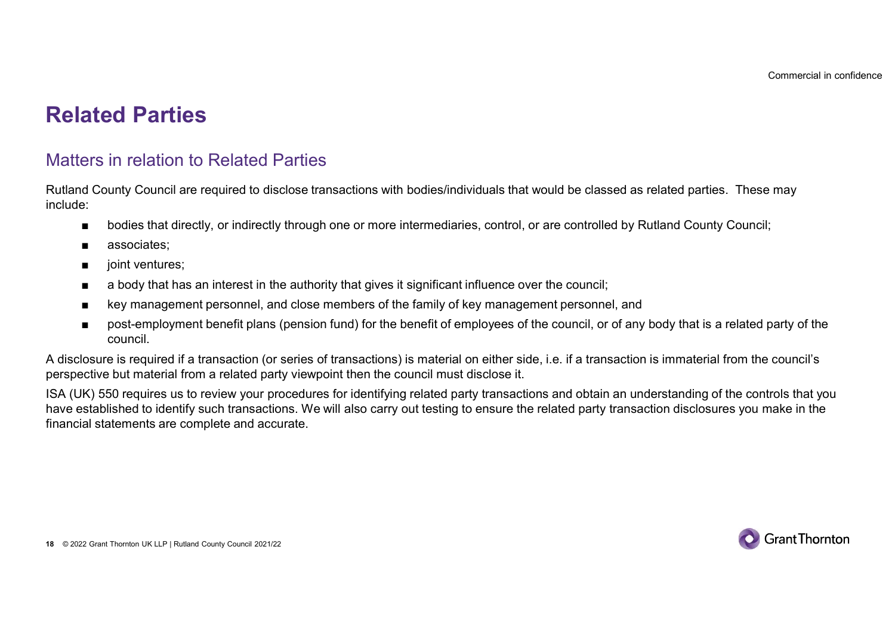# Related Parties

## Matters in relation to Related Parties

Rutland County Council are required to disclose transactions with bodies/individuals that would be classed as related parties. These may include:

- bodies that directly, or indirectly through one or more intermediaries, control, or are controlled by Rutland County Council;
- associates;
- joint ventures;
- a body that has an interest in the authority that gives it significant influence over the council;
- key management personnel, and close members of the family of key management personnel, and
- post-employment benefit plans (pension fund) for the benefit of employees of the council, or of any body that is a related party of the council.

A disclosure is required if a transaction (or series of transactions) is material on either side, i.e. if a transaction is immaterial from the council's perspective but material from a related party viewpoint then the council must disclose it.

ISA (UK) 550 requires us to review your procedures for identifying related party transactions and obtain an understanding of the controls that you have established to identify such transactions. We will also carry out testing to ensure the related party transaction disclosures you make in the financial statements are complete and accurate.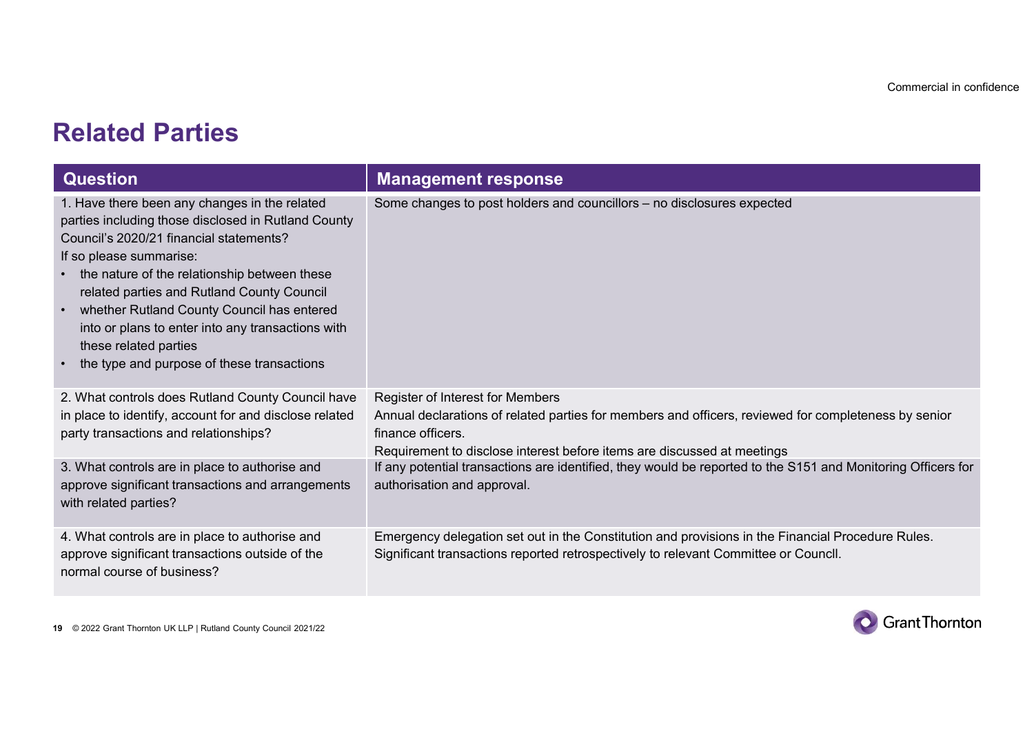# Related Parties

| Question | Management response |
|---|---|
| 1. Have there been any changes in the related parties including those disclosed in Rutland County Council's 2020/21 financial statements?<br>If so please summarise:<br>• the nature of the relationship between these related parties and Rutland County Council<br>• whether Rutland County Council has entered into or plans to enter into any transactions with these related parties<br>• the type and purpose of these transactions | Some changes to post holders and councillors – no disclosures expected |
| 2. What controls does Rutland County Council have in place to identify, account for and disclose related party transactions and relationships? | Register of Interest for Members<br>Annual declarations of related parties for members and officers, reviewed for completeness by senior finance officers.<br>Requirement to disclose interest before items are discussed at meetings |
| 3. What controls are in place to authorise and approve significant transactions and arrangements with related parties? | If any potential transactions are identified, they would be reported to the S151 and Monitoring Officers for authorisation and approval. |
| 4. What controls are in place to authorise and approve significant transactions outside of the normal course of business? | Emergency delegation set out in the Constitution and provisions in the Financial Procedure Rules.<br>Significant transactions reported retrospectively to relevant Committee or Councll. |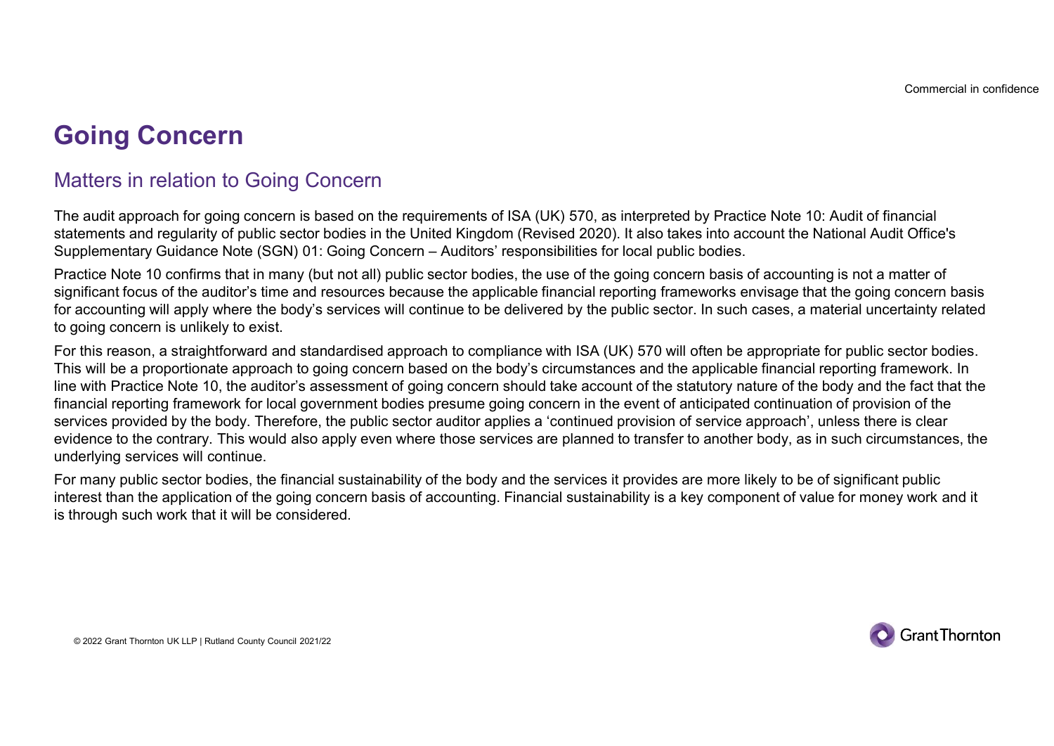# Going Concern

## Matters in relation to Going Concern

The audit approach for going concern is based on the requirements of ISA (UK) 570, as interpreted by Practice Note 10: Audit of financial statements and regularity of public sector bodies in the United Kingdom (Revised 2020). It also takes into account the National Audit Office's Supplementary Guidance Note (SGN) 01: Going Concern – Auditors' responsibilities for local public bodies.

Practice Note 10 confirms that in many (but not all) public sector bodies, the use of the going concern basis of accounting is not a matter of significant focus of the auditor's time and resources because the applicable financial reporting frameworks envisage that the going concern basis for accounting will apply where the body's services will continue to be delivered by the public sector. In such cases, a material uncertainty related to going concern is unlikely to exist.

For this reason, a straightforward and standardised approach to compliance with ISA (UK) 570 will often be appropriate for public sector bodies. This will be a proportionate approach to going concern based on the body's circumstances and the applicable financial reporting framework. In line with Practice Note 10, the auditor's assessment of going concern should take account of the statutory nature of the body and the fact that the financial reporting framework for local government bodies presume going concern in the event of anticipated continuation of provision of the services provided by the body. Therefore, the public sector auditor applies a 'continued provision of service approach', unless there is clear evidence to the contrary. This would also apply even where those services are planned to transfer to another body, as in such circumstances, the underlying services will continue.

For many public sector bodies, the financial sustainability of the body and the services it provides are more likely to be of significant public interest than the application of the going concern basis of accounting. Financial sustainability is a key component of value for money work and it is through such work that it will be considered.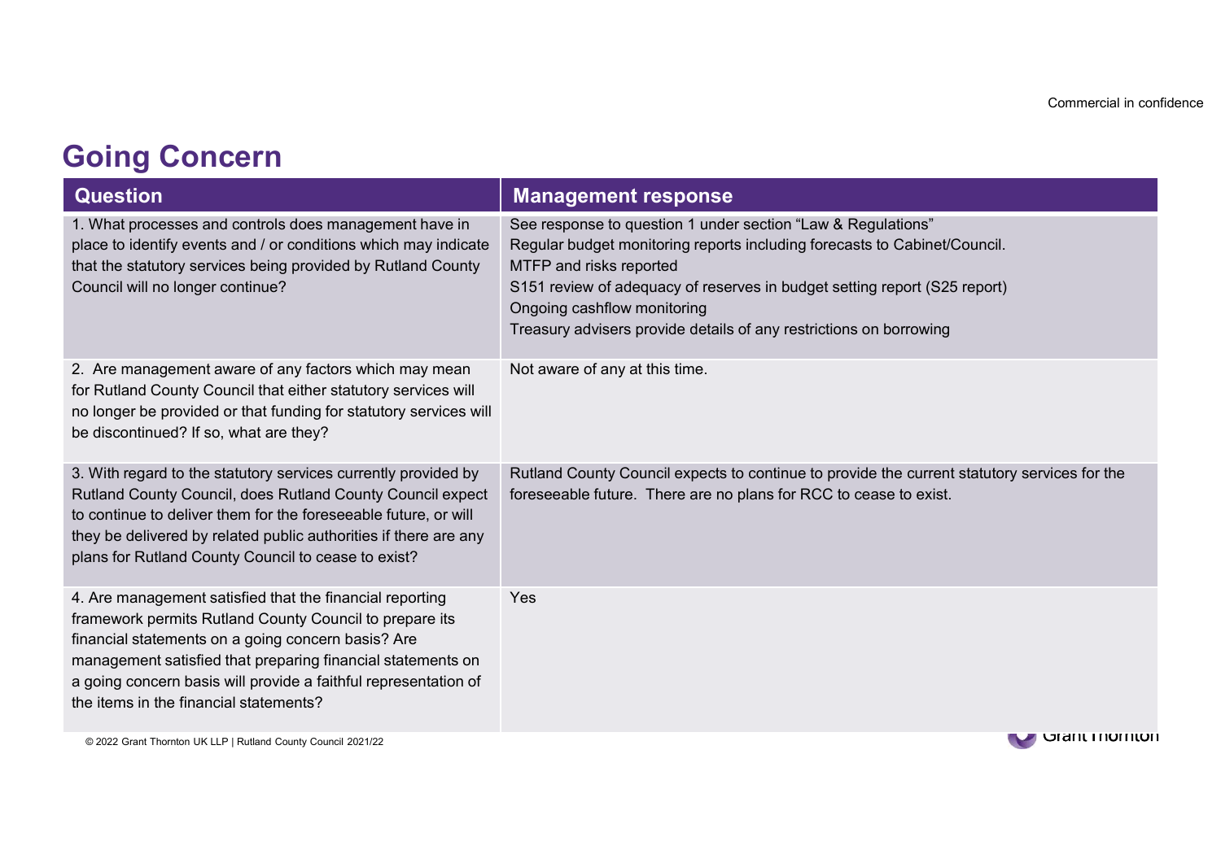# Going Concern

| Question | Management response |
|---|---|
| 1. What processes and controls does management have in place to identify events and / or conditions which may indicate that the statutory services being provided by Rutland County Council will no longer continue? | See response to question 1 under section "Law & Regulations"<br>Regular budget monitoring reports including forecasts to Cabinet/Council.<br>MTFP and risks reported<br>S151 review of adequacy of reserves in budget setting report (S25 report)<br>Ongoing cashflow monitoring<br>Treasury advisers provide details of any restrictions on borrowing |
| 2. Are management aware of any factors which may mean for Rutland County Council that either statutory services will no longer be provided or that funding for statutory services will be discontinued? If so, what are they? | Not aware of any at this time. |
| 3. With regard to the statutory services currently provided by Rutland County Council, does Rutland County Council expect to continue to deliver them for the foreseeable future, or will they be delivered by related public authorities if there are any plans for Rutland County Council to cease to exist? | Rutland County Council expects to continue to provide the current statutory services for the foreseeable future. There are no plans for RCC to cease to exist. |
| 4. Are management satisfied that the financial reporting framework permits Rutland County Council to prepare its financial statements on a going concern basis? Are management satisfied that preparing financial statements on a going concern basis will provide a faithful representation of the items in the financial statements? | Yes |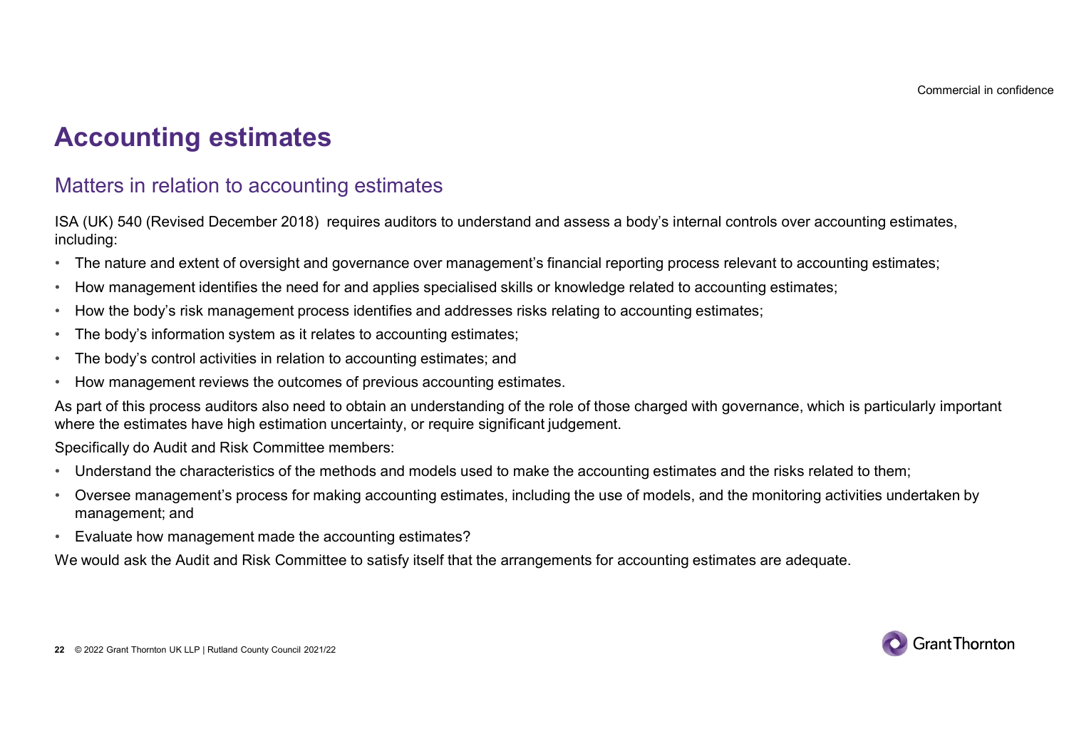# Accounting estimates

## Matters in relation to accounting estimates

ISA (UK) 540 (Revised December 2018) requires auditors to understand and assess a body's internal controls over accounting estimates, including:

- The nature and extent of oversight and governance over management's financial reporting process relevant to accounting estimates;
- How management identifies the need for and applies specialised skills or knowledge related to accounting estimates;
- How the body's risk management process identifies and addresses risks relating to accounting estimates;
- The body's information system as it relates to accounting estimates;
- The body's control activities in relation to accounting estimates; and
- How management reviews the outcomes of previous accounting estimates.

As part of this process auditors also need to obtain an understanding of the role of those charged with governance, which is particularly important where the estimates have high estimation uncertainty, or require significant judgement.

Specifically do Audit and Risk Committee members:

- Understand the characteristics of the methods and models used to make the accounting estimates and the risks related to them;
- Oversee management's process for making accounting estimates, including the use of models, and the monitoring activities undertaken by management; and
- Evaluate how management made the accounting estimates?

We would ask the Audit and Risk Committee to satisfy itself that the arrangements for accounting estimates are adequate.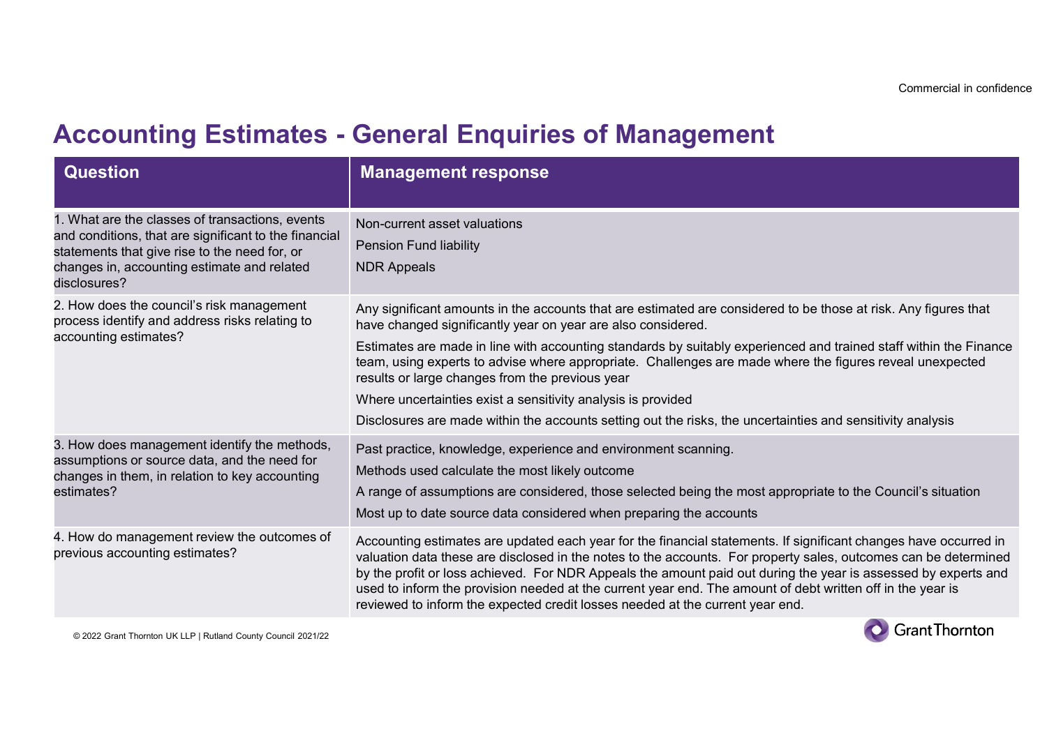# Accounting Estimates - General Enquiries of Management

| Question | Management response |
|---|---|
| 1. What are the classes of transactions, events and conditions, that are significant to the financial statements that give rise to the need for, or changes in, accounting estimate and related disclosures? | Non-current asset valuations<br>Pension Fund liability<br>NDR Appeals |
| 2. How does the council's risk management process identify and address risks relating to accounting estimates? | Any significant amounts in the accounts that are estimated are considered to be those at risk. Any figures that have changed significantly year on year are also considered.<br>Estimates are made in line with accounting standards by suitably experienced and trained staff within the Finance team, using experts to advise where appropriate. Challenges are made where the figures reveal unexpected results or large changes from the previous year<br>Where uncertainties exist a sensitivity analysis is provided<br>Disclosures are made within the accounts setting out the risks, the uncertainties and sensitivity analysis |
| 3. How does management identify the methods, assumptions or source data, and the need for changes in them, in relation to key accounting estimates? | Past practice, knowledge, experience and environment scanning.<br>Methods used calculate the most likely outcome<br>A range of assumptions are considered, those selected being the most appropriate to the Council's situation<br>Most up to date source data considered when preparing the accounts |
| 4. How do management review the outcomes of previous accounting estimates? | Accounting estimates are updated each year for the financial statements. If significant changes have occurred in valuation data these are disclosed in the notes to the accounts. For property sales, outcomes can be determined by the profit or loss achieved. For NDR Appeals the amount paid out during the year is assessed by experts and used to inform the provision needed at the current year end. The amount of debt written off in the year is reviewed to inform the expected credit losses needed at the current year end. |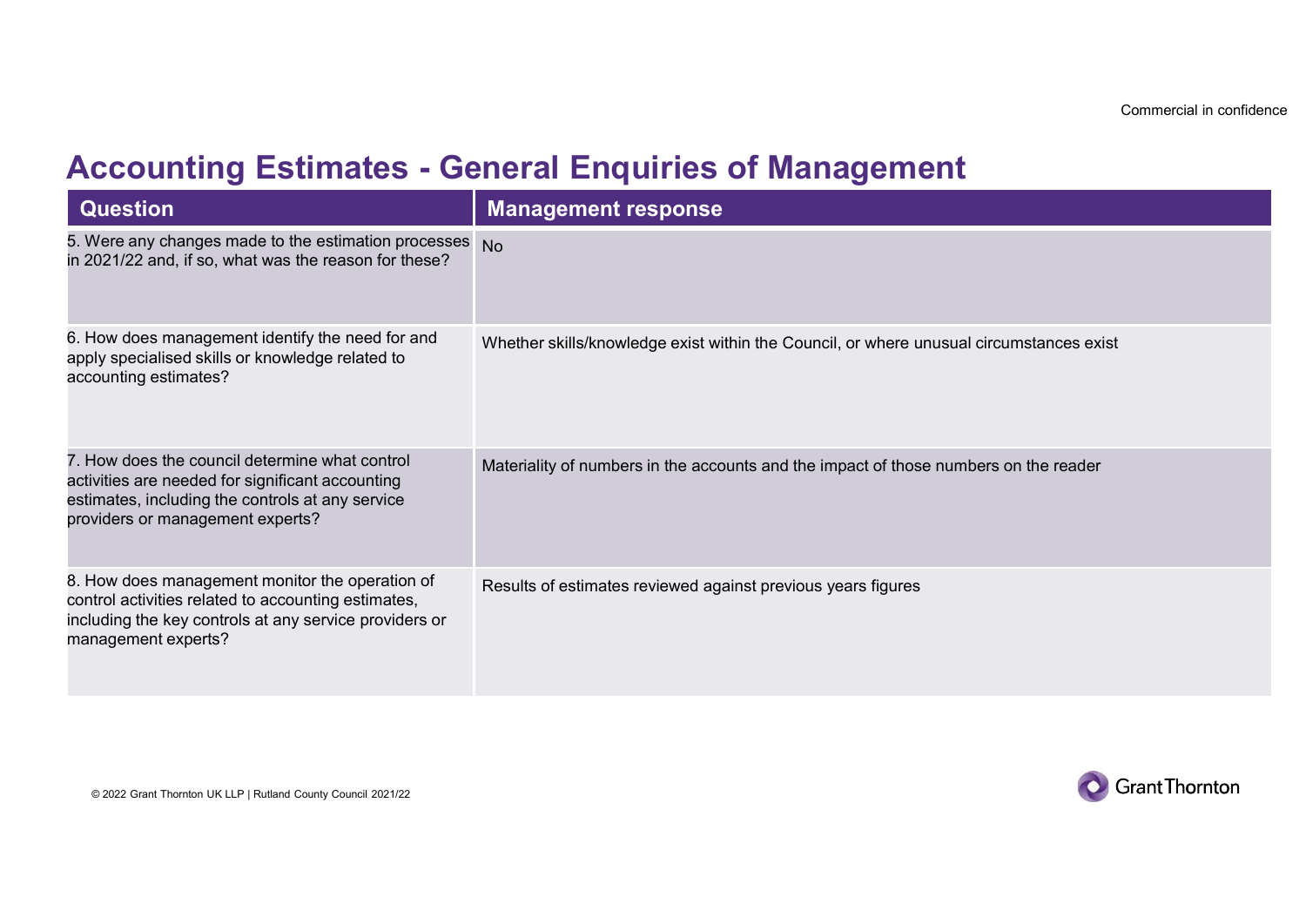# Accounting Estimates - General Enquiries of Management

| Question | Management response |
|---|---|
| 5. Were any changes made to the estimation processes in 2021/22 and, if so, what was the reason for these? | No |
| 6. How does management identify the need for and apply specialised skills or knowledge related to accounting estimates? | Whether skills/knowledge exist within the Council, or where unusual circumstances exist |
| 7. How does the council determine what control activities are needed for significant accounting estimates, including the controls at any service providers or management experts? | Materiality of numbers in the accounts and the impact of those numbers on the reader |
| 8. How does management monitor the operation of control activities related to accounting estimates, including the key controls at any service providers or management experts? | Results of estimates reviewed against previous years figures |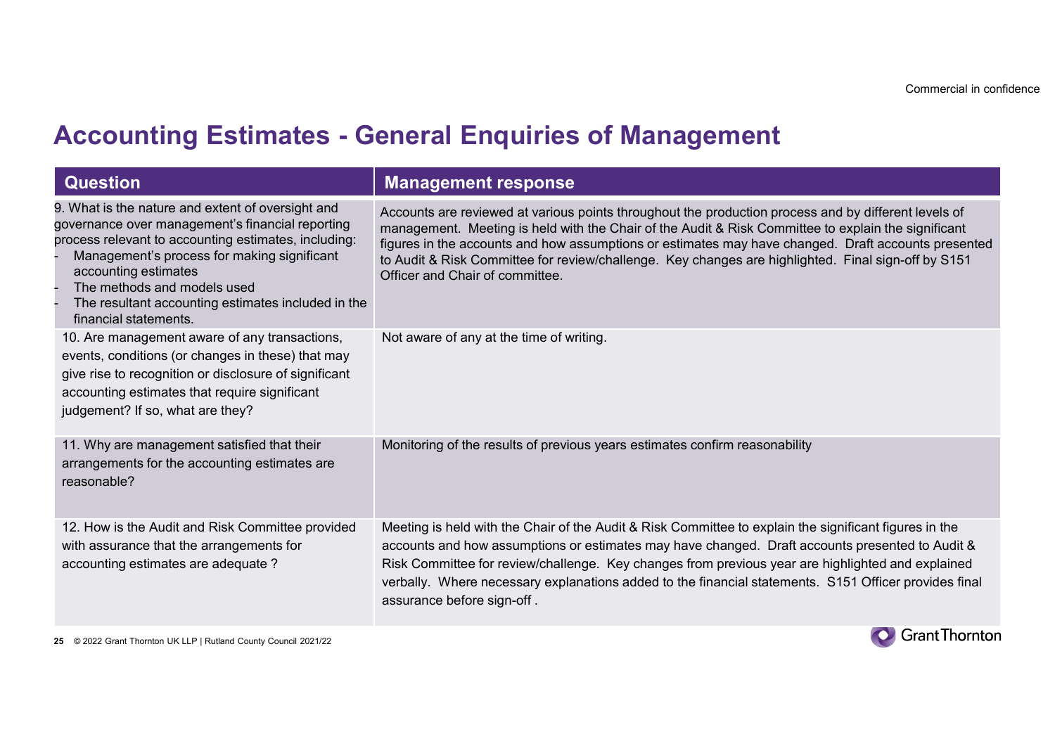# Accounting Estimates - General Enquiries of Management

| Question | Management response |
| --- | --- |
| 9. What is the nature and extent of oversight and governance over management's financial reporting process relevant to accounting estimates, including:<br>- Management's process for making significant accounting estimates<br>- The methods and models used<br>- The resultant accounting estimates included in the financial statements. | Accounts are reviewed at various points throughout the production process and by different levels of management. Meeting is held with the Chair of the Audit & Risk Committee to explain the significant figures in the accounts and how assumptions or estimates may have changed. Draft accounts presented to Audit & Risk Committee for review/challenge. Key changes are highlighted. Final sign-off by S151 Officer and Chair of committee. |
| 10. Are management aware of any transactions, events, conditions (or changes in these) that may give rise to recognition or disclosure of significant accounting estimates that require significant judgement? If so, what are they? | Not aware of any at the time of writing. |
| 11. Why are management satisfied that their arrangements for the accounting estimates are reasonable? | Monitoring of the results of previous years estimates confirm reasonability |
| 12. How is the Audit and Risk Committee provided with assurance that the arrangements for accounting estimates are adequate ? | Meeting is held with the Chair of the Audit & Risk Committee to explain the significant figures in the accounts and how assumptions or estimates may have changed. Draft accounts presented to Audit & Risk Committee for review/challenge. Key changes from previous year are highlighted and explained verbally. Where necessary explanations added to the financial statements. S151 Officer provides final assurance before sign-off . |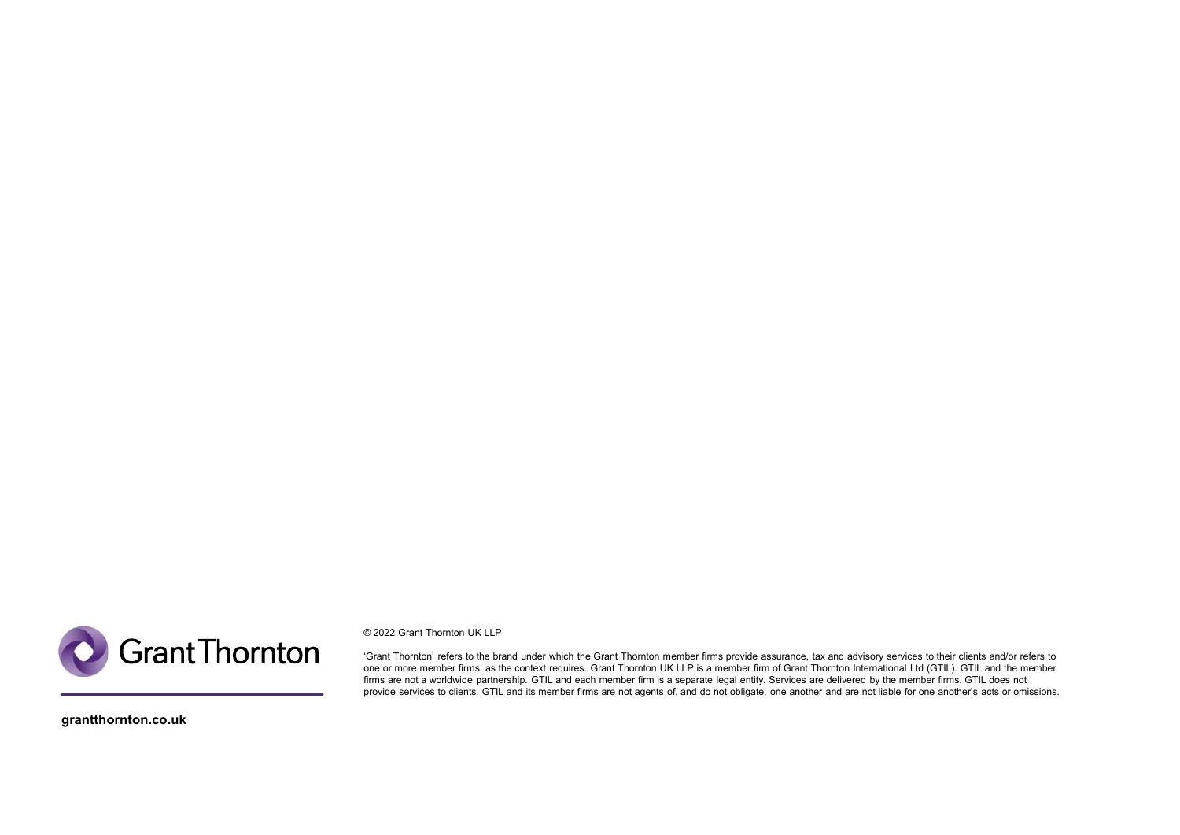Grant Thornton

grantthornton.co.uk

© 2022 Grant Thornton UK LLP

'Grant Thornton' refers to the brand under which the Grant Thornton member firms provide assurance, tax and advisory services to their clients and/or refers to one or more member firms, as the context requires. Grant Thornton UK LLP is a member firm of Grant Thornton International Ltd (GTIL). GTIL and the member firms are not a worldwide partnership. GTIL and each member firm is a separate legal entity. Services are delivered by the member firms. GTIL does not provide services to clients. GTIL and its member firms are not agents of, and do not obligate, one another and are not liable for one another's acts or omissions.